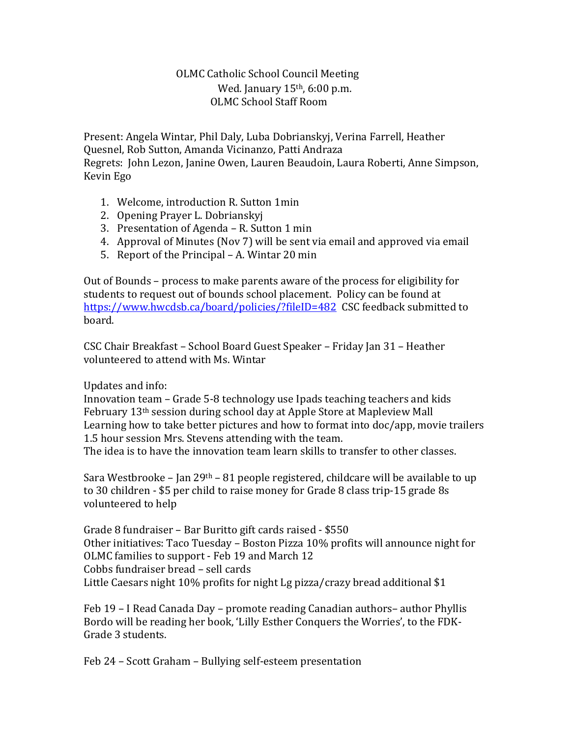OLMC Catholic School Council Meeting
Wed. January 15th, 6:00 p.m.
OLMC School Staff Room

Present: Angela Wintar, Phil Daly, Luba Dobrianskyj, Verina Farrell, Heather Quesnel, Rob Sutton, Amanda Vicinanzo, Patti Andraza
Regrets: John Lezon, Janine Owen, Lauren Beaudoin, Laura Roberti, Anne Simpson, Kevin Ego

1. Welcome, introduction R. Sutton 1min
2. Opening Prayer L. Dobrianskyj
3. Presentation of Agenda – R. Sutton 1 min
4. Approval of Minutes (Nov 7) will be sent via email and approved via email
5. Report of the Principal – A. Wintar 20 min

Out of Bounds – process to make parents aware of the process for eligibility for students to request out of bounds school placement. Policy can be found at https://www.hwcdsb.ca/board/policies/?fileID=482 CSC feedback submitted to board.

CSC Chair Breakfast – School Board Guest Speaker – Friday Jan 31 – Heather volunteered to attend with Ms. Wintar

Updates and info:
Innovation team – Grade 5-8 technology use Ipads teaching teachers and kids
February 13th session during school day at Apple Store at Mapleview Mall
Learning how to take better pictures and how to format into doc/app, movie trailers
1.5 hour session Mrs. Stevens attending with the team.
The idea is to have the innovation team learn skills to transfer to other classes.

Sara Westbrooke – Jan 29th – 81 people registered, childcare will be available to up to 30 children - $5 per child to raise money for Grade 8 class trip-15 grade 8s volunteered to help

Grade 8 fundraiser – Bar Buritto gift cards raised - $550
Other initiatives: Taco Tuesday – Boston Pizza 10% profits will announce night for OLMC families to support - Feb 19 and March 12
Cobbs fundraiser bread – sell cards
Little Caesars night 10% profits for night Lg pizza/crazy bread additional $1

Feb 19 – I Read Canada Day – promote reading Canadian authors– author Phyllis Bordo will be reading her book, 'Lilly Esther Conquers the Worries', to the FDK-Grade 3 students.

Feb 24 – Scott Graham – Bullying self-esteem presentation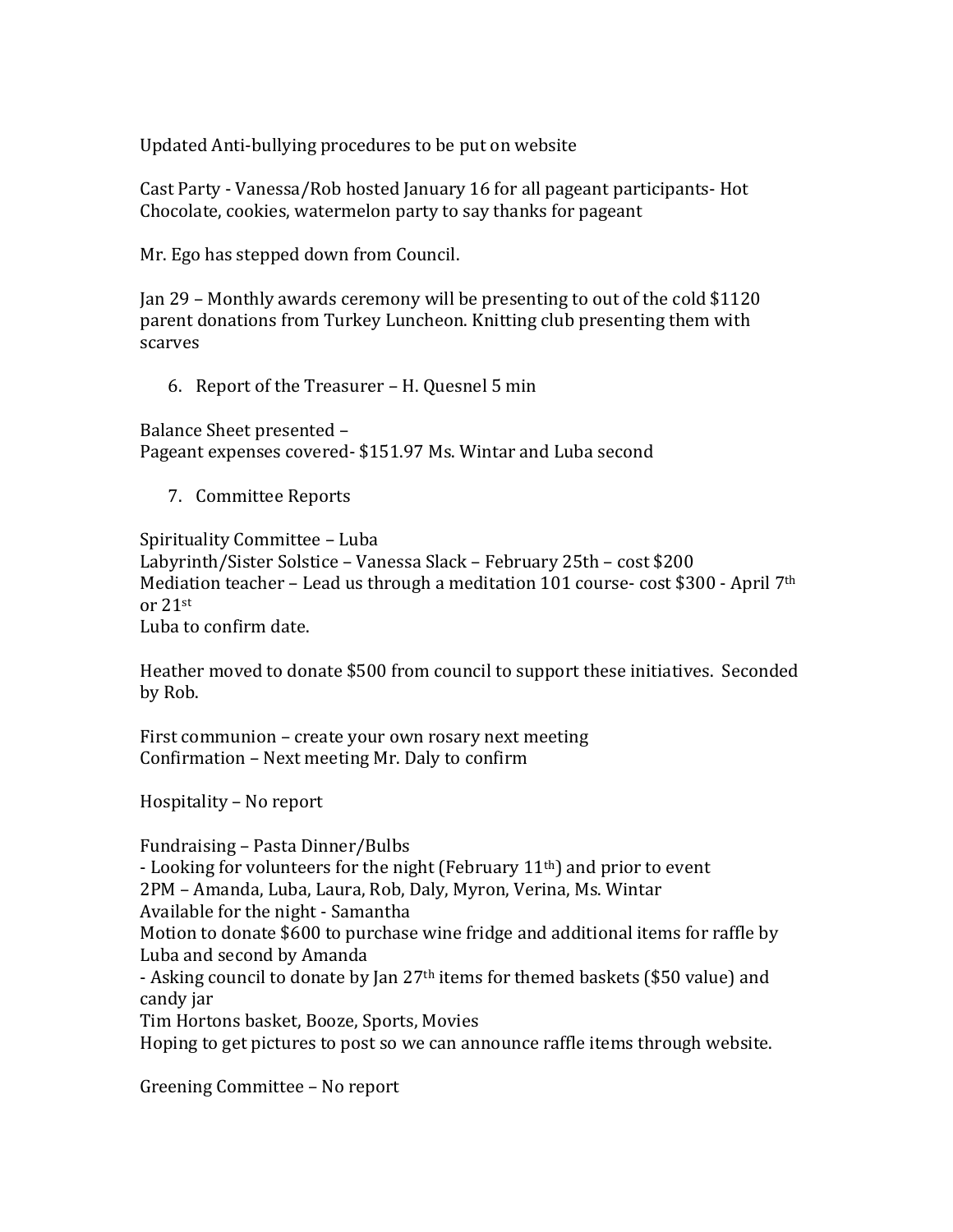Updated Anti-bullying procedures to be put on website

Cast Party - Vanessa/Rob hosted January 16 for all pageant participants- Hot Chocolate, cookies, watermelon party to say thanks for pageant

Mr. Ego has stepped down from Council.

Jan 29 – Monthly awards ceremony will be presenting to out of the cold $1120 parent donations from Turkey Luncheon. Knitting club presenting them with scarves

6. Report of the Treasurer – H. Quesnel 5 min

Balance Sheet presented –
Pageant expenses covered- $151.97 Ms. Wintar and Luba second

7. Committee Reports

Spirituality Committee – Luba
Labyrinth/Sister Solstice – Vanessa Slack – February 25th – cost $200
Mediation teacher – Lead us through a meditation 101 course- cost $300 - April 7th or 21st
Luba to confirm date.

Heather moved to donate $500 from council to support these initiatives. Seconded by Rob.

First communion – create your own rosary next meeting
Confirmation – Next meeting Mr. Daly to confirm

Hospitality – No report

Fundraising – Pasta Dinner/Bulbs
- Looking for volunteers for the night (February 11th) and prior to event
2PM – Amanda, Luba, Laura, Rob, Daly, Myron, Verina, Ms. Wintar
Available for the night - Samantha
Motion to donate $600 to purchase wine fridge and additional items for raffle by Luba and second by Amanda
- Asking council to donate by Jan 27th items for themed baskets ($50 value) and candy jar
Tim Hortons basket, Booze, Sports, Movies
Hoping to get pictures to post so we can announce raffle items through website.

Greening Committee – No report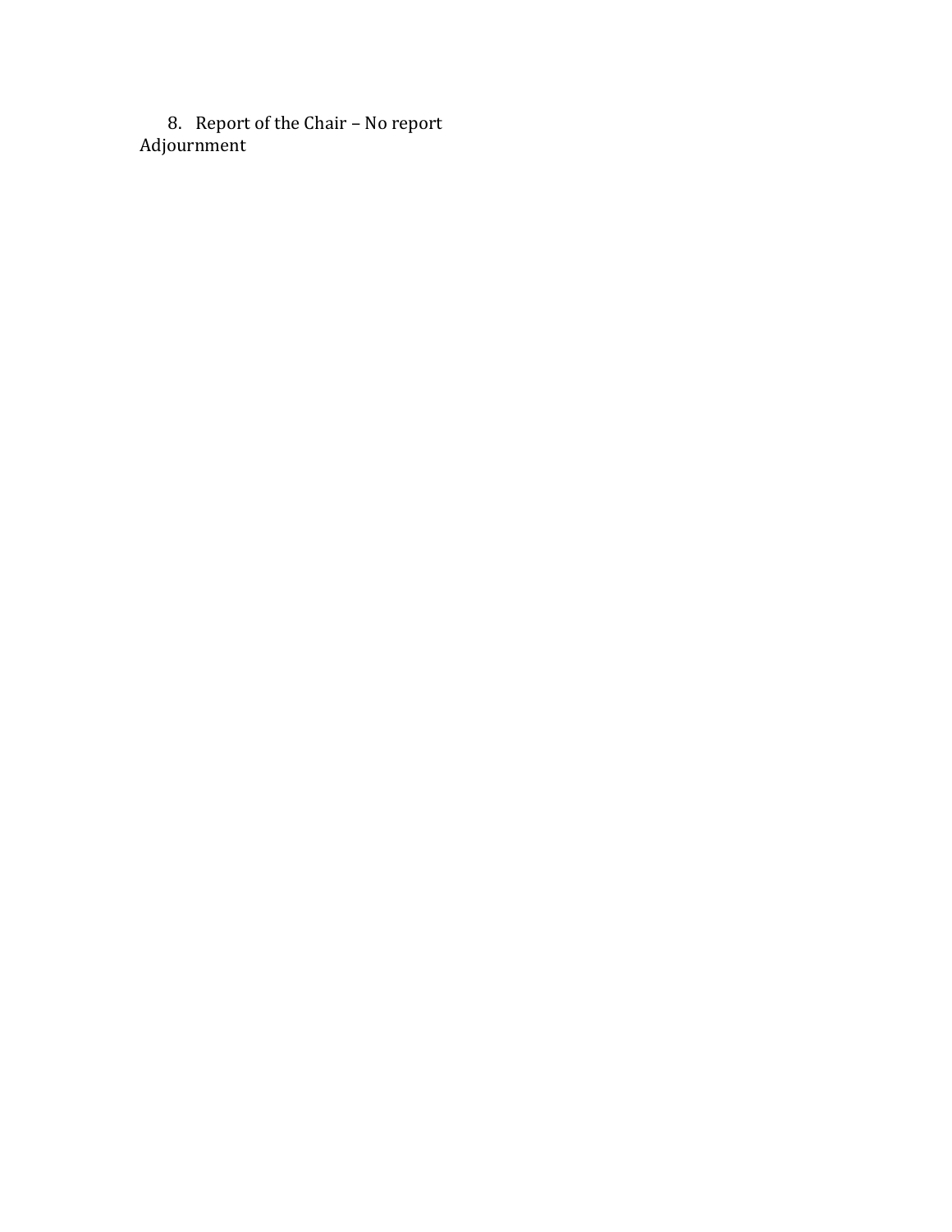8. Report of the Chair – No report

Adjournment